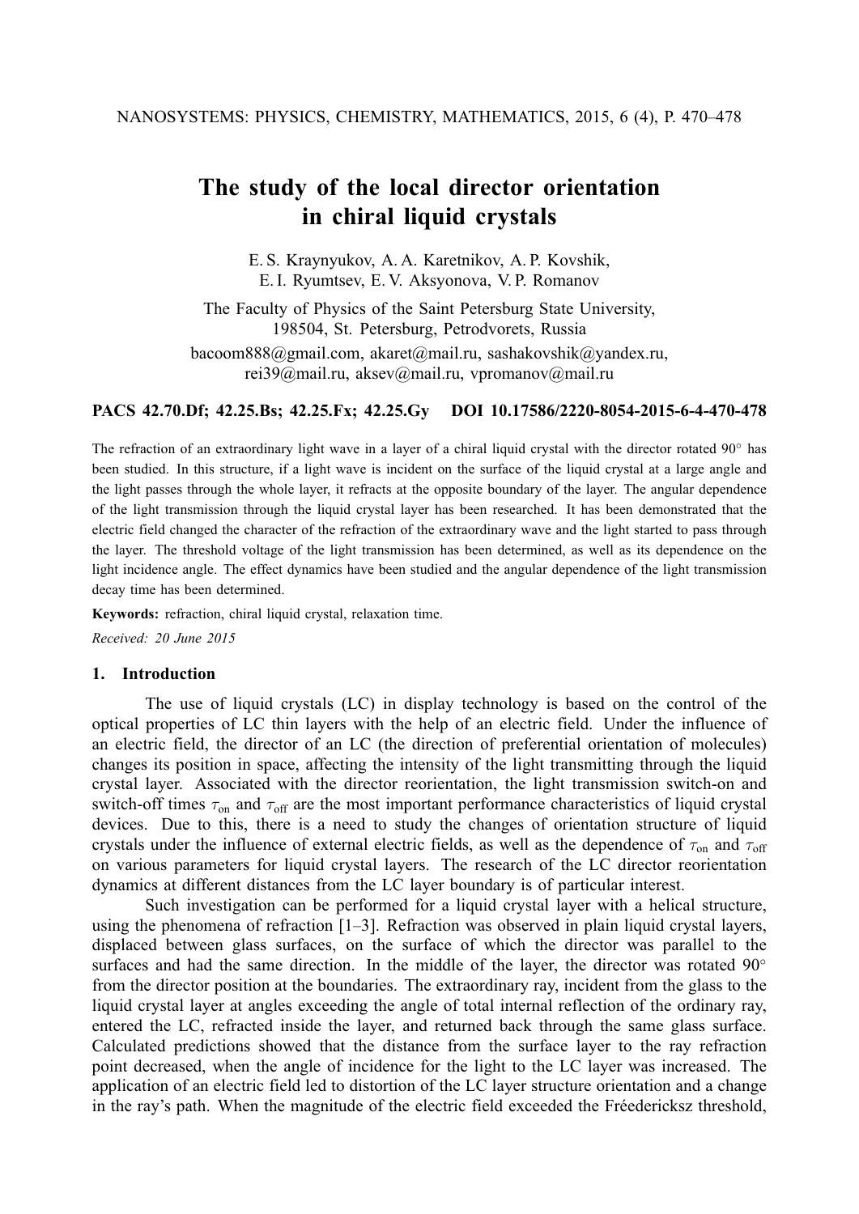# The study of the local director orientation in chiral liquid crystals

E. S. Kraynyukov, A. A. Karetnikov, A. P. Kovshik, E. I. Ryumtsev, E. V. Aksyonova, V. P. Romanov

The Faculty of Physics of the Saint Petersburg State University, 198504, St. Petersburg, Petrodvorets, Russia

bacoom888@gmail.com, akaret@mail.ru, sashakovshik@yandex.ru, rei39@mail.ru, aksev@mail.ru, vpromanov@mail.ru

**PACS 42.70.Df; 42.25.Bs; 42.25.Fx; 42.25.Gy DOI 10.17586/2220-8054-2015-6-4-470-478**

The refraction of an extraordinary light wave in a layer of a chiral liquid crystal with the director rotated 90° has been studied. In this structure, if a light wave is incident on the surface of the liquid crystal at a large angle and the light passes through the whole layer, it refracts at the opposite boundary of the layer. The angular dependence of the light transmission through the liquid crystal layer has been researched. It has been demonstrated that the electric field changed the character of the refraction of the extraordinary wave and the light started to pass through the layer. The threshold voltage of the light transmission has been determined, as well as its dependence on the light incidence angle. The effect dynamics have been studied and the angular dependence of the light transmission decay time has been determined.

**Keywords:** refraction, chiral liquid crystal, relaxation time.

*Received: 20 June 2015*

## 1. Introduction

The use of liquid crystals (LC) in display technology is based on the control of the optical properties of LC thin layers with the help of an electric field. Under the influence of an electric field, the director of an LC (the direction of preferential orientation of molecules) changes its position in space, affecting the intensity of the light transmitting through the liquid crystal layer. Associated with the director reorientation, the light transmission switch-on and switch-off times $\tau_{\text{on}}$ and $\tau_{\text{off}}$ are the most important performance characteristics of liquid crystal devices. Due to this, there is a need to study the changes of orientation structure of liquid crystals under the influence of external electric fields, as well as the dependence of $\tau_{\text{on}}$ and $\tau_{\text{off}}$ on various parameters for liquid crystal layers. The research of the LC director reorientation dynamics at different distances from the LC layer boundary is of particular interest.

Such investigation can be performed for a liquid crystal layer with a helical structure, using the phenomena of refraction [1–3]. Refraction was observed in plain liquid crystal layers, displaced between glass surfaces, on the surface of which the director was parallel to the surfaces and had the same direction. In the middle of the layer, the director was rotated 90° from the director position at the boundaries. The extraordinary ray, incident from the glass to the liquid crystal layer at angles exceeding the angle of total internal reflection of the ordinary ray, entered the LC, refracted inside the layer, and returned back through the same glass surface. Calculated predictions showed that the distance from the surface layer to the ray refraction point decreased, when the angle of incidence for the light to the LC layer was increased. The application of an electric field led to distortion of the LC layer structure orientation and a change in the ray's path. When the magnitude of the electric field exceeded the Fréedericksz threshold,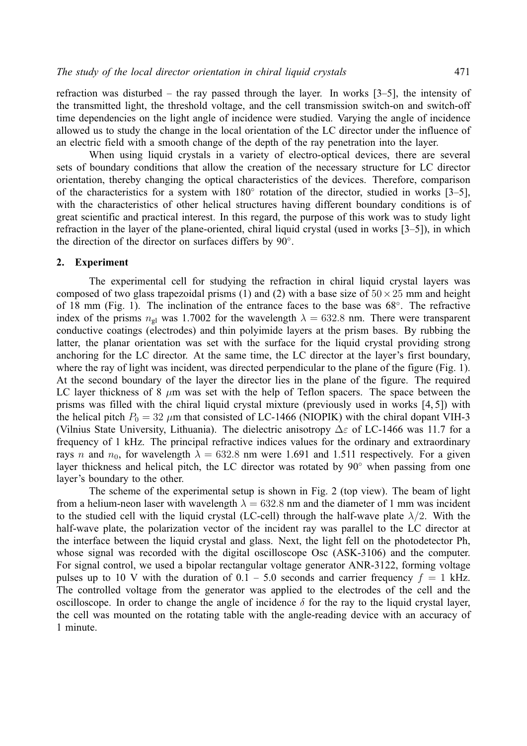refraction was disturbed – the ray passed through the layer. In works [3–5], the intensity of the transmitted light, the threshold voltage, and the cell transmission switch-on and switch-off time dependencies on the light angle of incidence were studied. Varying the angle of incidence allowed us to study the change in the local orientation of the LC director under the influence of an electric field with a smooth change of the depth of the ray penetration into the layer.

When using liquid crystals in a variety of electro-optical devices, there are several sets of boundary conditions that allow the creation of the necessary structure for LC director orientation, thereby changing the optical characteristics of the devices. Therefore, comparison of the characteristics for a system with $180^\circ$ rotation of the director, studied in works [3–5], with the characteristics of other helical structures having different boundary conditions is of great scientific and practical interest. In this regard, the purpose of this work was to study light refraction in the layer of the plane-oriented, chiral liquid crystal (used in works [3–5]), in which the direction of the director on surfaces differs by $90^\circ$.

## 2. Experiment

The experimental cell for studying the refraction in chiral liquid crystal layers was composed of two glass trapezoidal prisms (1) and (2) with a base size of $50 \times 25$ mm and height of 18 mm (Fig. 1). The inclination of the entrance faces to the base was $68^\circ$. The refractive index of the prisms $n_{\text{gl}}$ was 1.7002 for the wavelength $\lambda = 632.8$ nm. There were transparent conductive coatings (electrodes) and thin polyimide layers at the prism bases. By rubbing the latter, the planar orientation was set with the surface for the liquid crystal providing strong anchoring for the LC director. At the same time, the LC director at the layer's first boundary, where the ray of light was incident, was directed perpendicular to the plane of the figure (Fig. 1). At the second boundary of the layer the director lies in the plane of the figure. The required LC layer thickness of 8 $\mu$m was set with the help of Teflon spacers. The space between the prisms was filled with the chiral liquid crystal mixture (previously used in works [4, 5]) with the helical pitch $P_0 = 32$ $\mu$m that consisted of LC-1466 (NIOPIK) with the chiral dopant VIH-3 (Vilnius State University, Lithuania). The dielectric anisotropy $\Delta\varepsilon$ of LC-1466 was 11.7 for a frequency of 1 kHz. The principal refractive indices values for the ordinary and extraordinary rays $n$ and $n_0$, for wavelength $\lambda = 632.8$ nm were 1.691 and 1.511 respectively. For a given layer thickness and helical pitch, the LC director was rotated by $90^\circ$ when passing from one layer's boundary to the other.

The scheme of the experimental setup is shown in Fig. 2 (top view). The beam of light from a helium-neon laser with wavelength $\lambda = 632.8$ nm and the diameter of 1 mm was incident to the studied cell with the liquid crystal (LC-cell) through the half-wave plate $\lambda/2$. With the half-wave plate, the polarization vector of the incident ray was parallel to the LC director at the interface between the liquid crystal and glass. Next, the light fell on the photodetector Ph, whose signal was recorded with the digital oscilloscope Osc (ASK-3106) and the computer. For signal control, we used a bipolar rectangular voltage generator ANR-3122, forming voltage pulses up to 10 V with the duration of 0.1 – 5.0 seconds and carrier frequency $f = 1$ kHz. The controlled voltage from the generator was applied to the electrodes of the cell and the oscilloscope. In order to change the angle of incidence $\delta$ for the ray to the liquid crystal layer, the cell was mounted on the rotating table with the angle-reading device with an accuracy of 1 minute.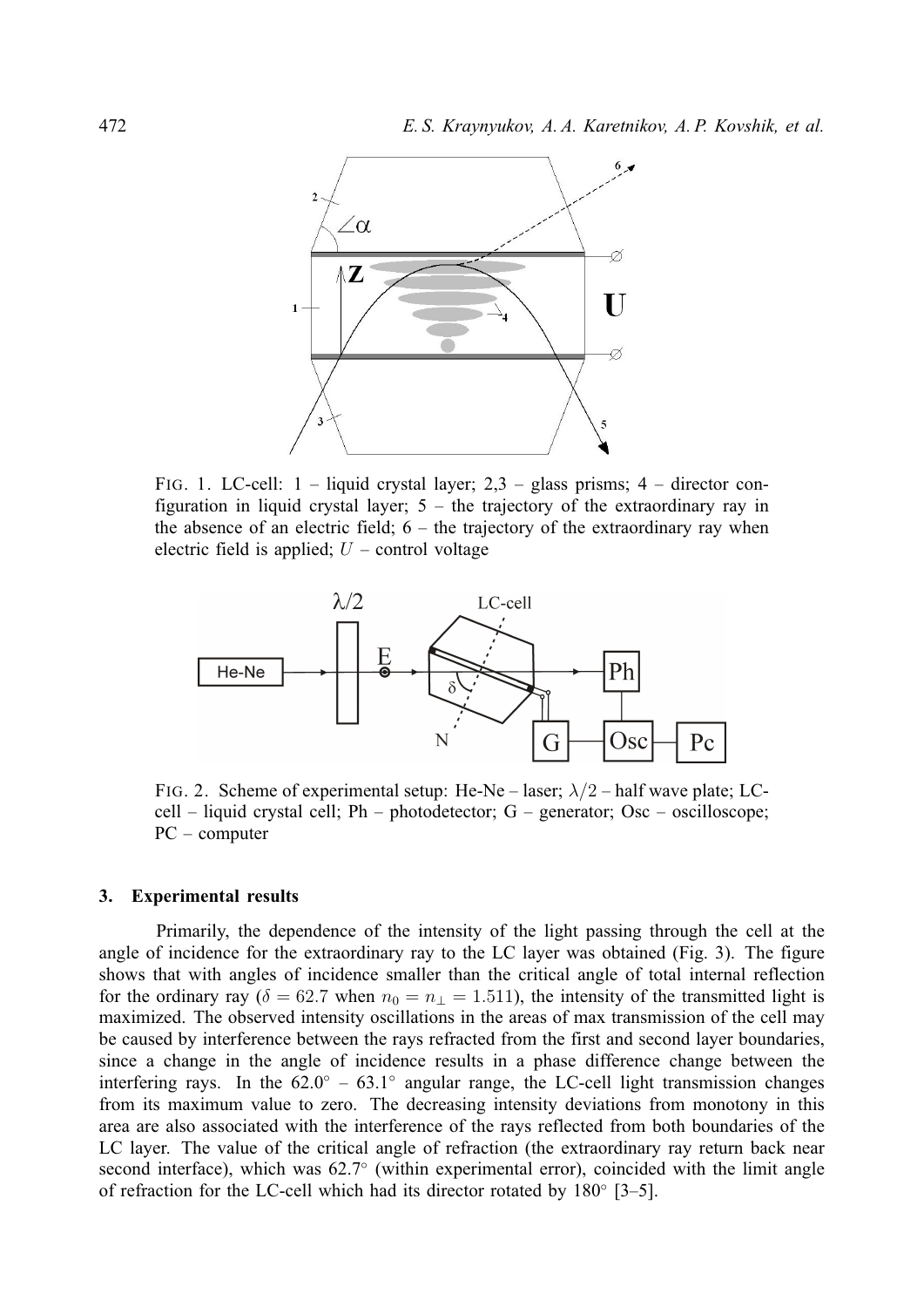FIG. 1. LC-cell: 1 – liquid crystal layer; 2,3 – glass prisms; 4 – director configuration in liquid crystal layer; 5 – the trajectory of the extraordinary ray in the absence of an electric field; 6 – the trajectory of the extraordinary ray when electric field is applied; $U$ – control voltage

FIG. 2. Scheme of experimental setup: He-Ne – laser; $\lambda/2$ – half wave plate; LC-cell – liquid crystal cell; Ph – photodetector; G – generator; Osc – oscilloscope; PC – computer

### 3. Experimental results

Primarily, the dependence of the intensity of the light passing through the cell at the angle of incidence for the extraordinary ray to the LC layer was obtained (Fig. 3). The figure shows that with angles of incidence smaller than the critical angle of total internal reflection for the ordinary ray ($\delta = 62.7$ when $n_0 = n_\perp = 1.511$), the intensity of the transmitted light is maximized. The observed intensity oscillations in the areas of max transmission of the cell may be caused by interference between the rays refracted from the first and second layer boundaries, since a change in the angle of incidence results in a phase difference change between the interfering rays. In the $62.0^\circ$ – $63.1^\circ$ angular range, the LC-cell light transmission changes from its maximum value to zero. The decreasing intensity deviations from monotony in this area are also associated with the interference of the rays reflected from both boundaries of the LC layer. The value of the critical angle of refraction (the extraordinary ray return back near second interface), which was $62.7^\circ$ (within experimental error), coincided with the limit angle of refraction for the LC-cell which had its director rotated by $180^\circ$ [3–5].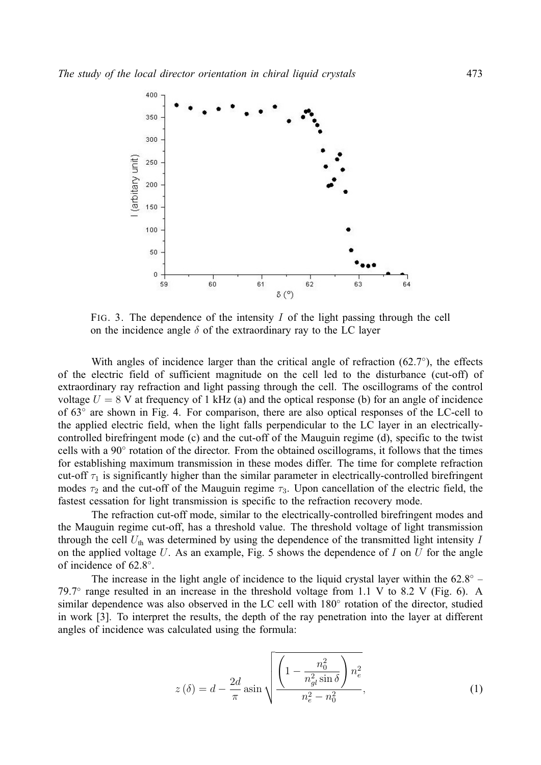FIG. 3. The dependence of the intensity $I$ of the light passing through the cell on the incidence angle $\delta$ of the extraordinary ray to the LC layer

With angles of incidence larger than the critical angle of refraction (62.7°), the effects of the electric field of sufficient magnitude on the cell led to the disturbance (cut-off) of extraordinary ray refraction and light passing through the cell. The oscillograms of the control voltage $U = 8$ V at frequency of 1 kHz (a) and the optical response (b) for an angle of incidence of 63° are shown in Fig. 4. For comparison, there are also optical responses of the LC-cell to the applied electric field, when the light falls perpendicular to the LC layer in an electrically-controlled birefringent mode (c) and the cut-off of the Mauguin regime (d), specific to the twist cells with a 90° rotation of the director. From the obtained oscillograms, it follows that the times for establishing maximum transmission in these modes differ. The time for complete refraction cut-off $\tau_1$ is significantly higher than the similar parameter in electrically-controlled birefringent modes $\tau_2$ and the cut-off of the Mauguin regime $\tau_3$. Upon cancellation of the electric field, the fastest cessation for light transmission is specific to the refraction recovery mode.

The refraction cut-off mode, similar to the electrically-controlled birefringent modes and the Mauguin regime cut-off, has a threshold value. The threshold voltage of light transmission through the cell $U_{\text{th}}$ was determined by using the dependence of the transmitted light intensity $I$ on the applied voltage $U$. As an example, Fig. 5 shows the dependence of $I$ on $U$ for the angle of incidence of 62.8°.

The increase in the light angle of incidence to the liquid crystal layer within the 62.8° – 79.7° range resulted in an increase in the threshold voltage from 1.1 V to 8.2 V (Fig. 6). A similar dependence was also observed in the LC cell with 180° rotation of the director, studied in work [3]. To interpret the results, the depth of the ray penetration into the layer at different angles of incidence was calculated using the formula:

$$z(\delta) = d - \frac{2d}{\pi} \operatorname{asin} \sqrt{\frac{\left(1 - \frac{n_0^2}{n_{gl}^2 \sin \delta}\right) n_e^2}{n_e^2 - n_0^2}}, \tag{1}$$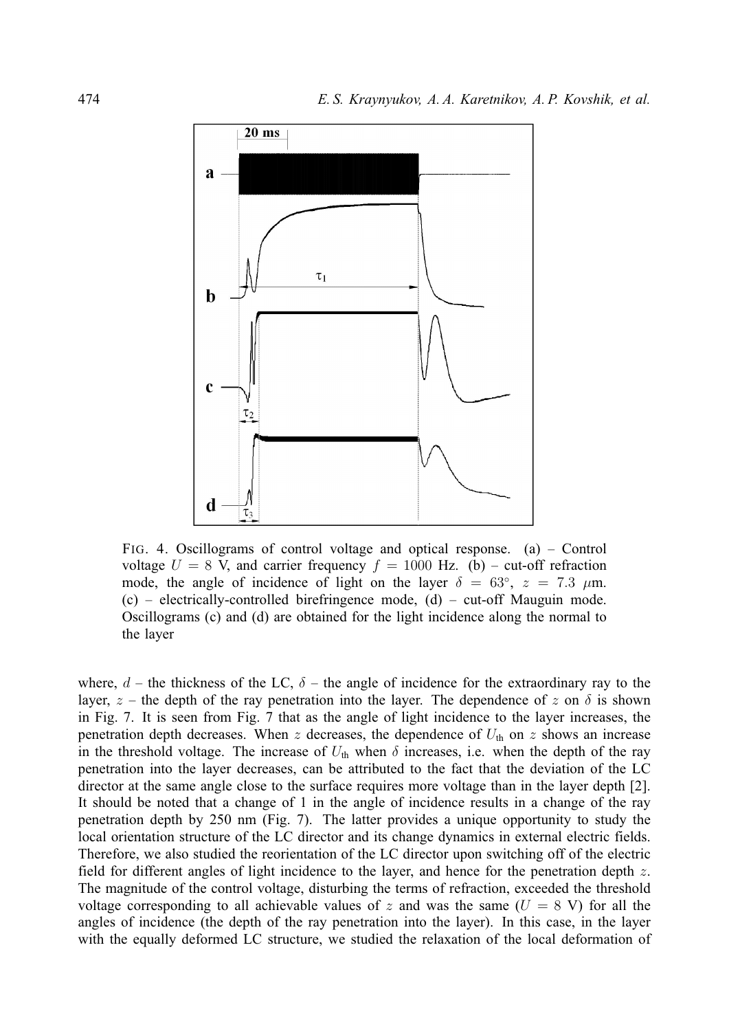FIG. 4. Oscillograms of control voltage and optical response. (a) – Control voltage $U = 8$ V, and carrier frequency $f = 1000$ Hz. (b) – cut-off refraction mode, the angle of incidence of light on the layer $\delta = 63^\circ$, $z = 7.3$ $\mu$m. (c) – electrically-controlled birefringence mode, (d) – cut-off Mauguin mode. Oscillograms (c) and (d) are obtained for the light incidence along the normal to the layer

where, $d$ – the thickness of the LC, $\delta$ – the angle of incidence for the extraordinary ray to the layer, $z$ – the depth of the ray penetration into the layer. The dependence of $z$ on $\delta$ is shown in Fig. 7. It is seen from Fig. 7 that as the angle of light incidence to the layer increases, the penetration depth decreases. When $z$ decreases, the dependence of $U_{\text{th}}$ on $z$ shows an increase in the threshold voltage. The increase of $U_{\text{th}}$ when $\delta$ increases, i.e. when the depth of the ray penetration into the layer decreases, can be attributed to the fact that the deviation of the LC director at the same angle close to the surface requires more voltage than in the layer depth [2]. It should be noted that a change of 1 in the angle of incidence results in a change of the ray penetration depth by 250 nm (Fig. 7). The latter provides a unique opportunity to study the local orientation structure of the LC director and its change dynamics in external electric fields. Therefore, we also studied the reorientation of the LC director upon switching off of the electric field for different angles of light incidence to the layer, and hence for the penetration depth $z$. The magnitude of the control voltage, disturbing the terms of refraction, exceeded the threshold voltage corresponding to all achievable values of $z$ and was the same ($U = 8$ V) for all the angles of incidence (the depth of the ray penetration into the layer). In this case, in the layer with the equally deformed LC structure, we studied the relaxation of the local deformation of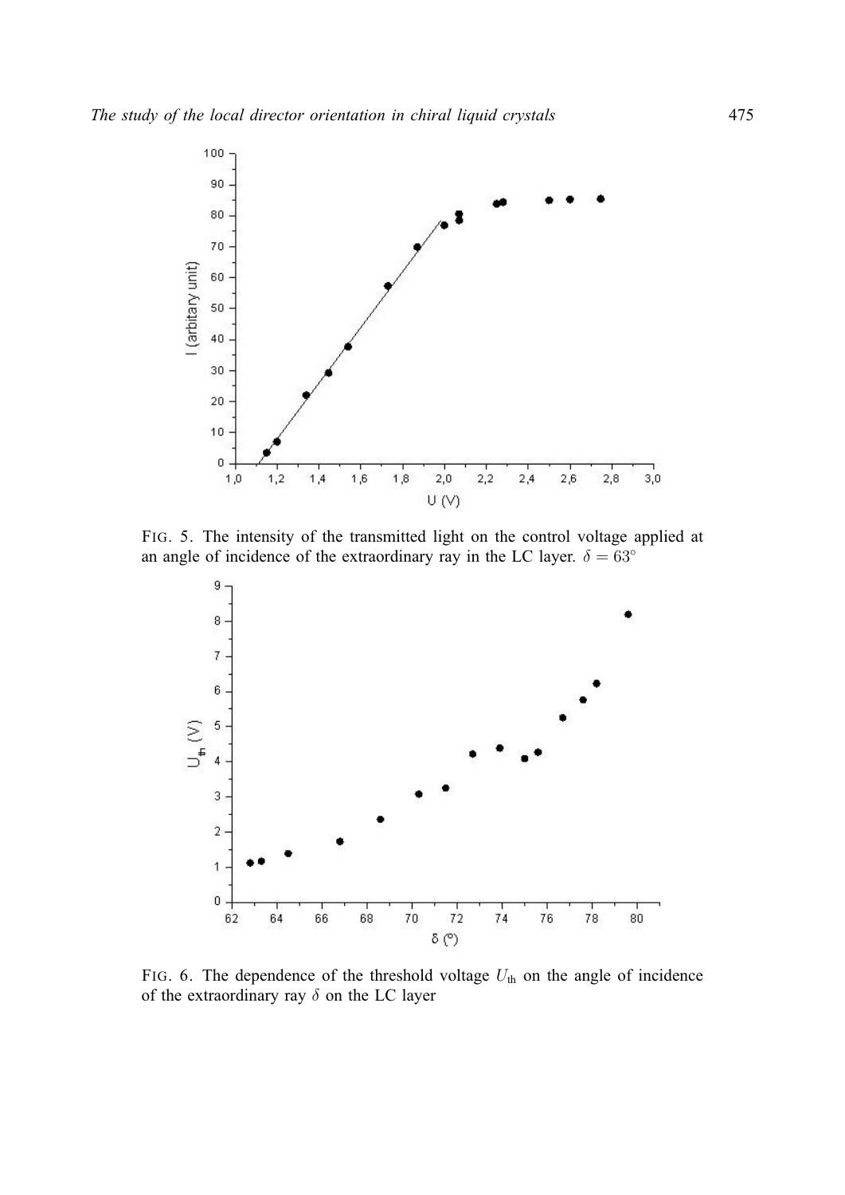FIG. 5. The intensity of the transmitted light on the control voltage applied at an angle of incidence of the extraordinary ray in the LC layer. $\delta = 63^{\circ}$

FIG. 6. The dependence of the threshold voltage $U_{\text{th}}$ on the angle of incidence of the extraordinary ray $\delta$ on the LC layer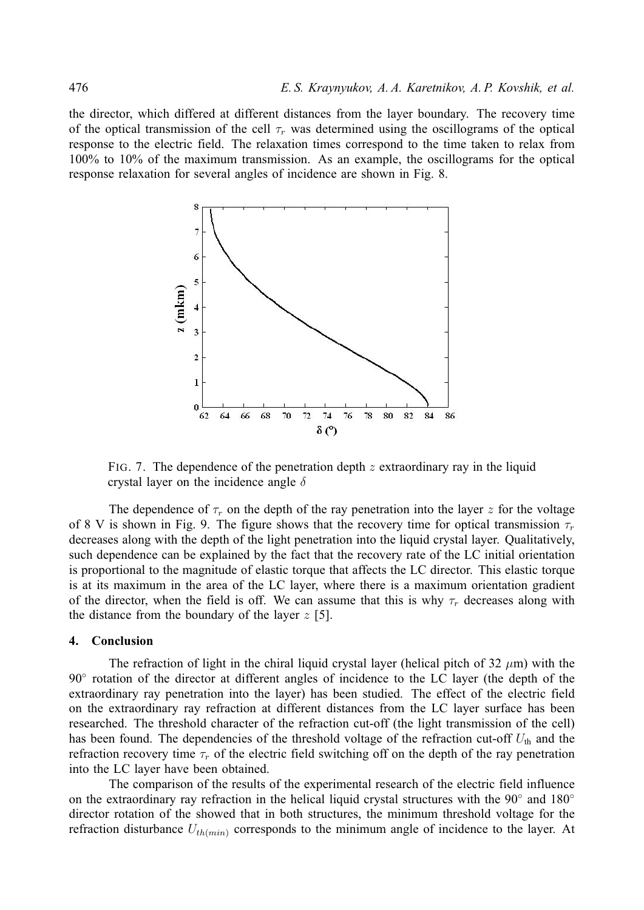the director, which differed at different distances from the layer boundary. The recovery time of the optical transmission of the cell $\tau_r$ was determined using the oscillograms of the optical response to the electric field. The relaxation times correspond to the time taken to relax from 100% to 10% of the maximum transmission. As an example, the oscillograms for the optical response relaxation for several angles of incidence are shown in Fig. 8.

FIG. 7. The dependence of the penetration depth $z$ extraordinary ray in the liquid crystal layer on the incidence angle $\delta$

The dependence of $\tau_r$ on the depth of the ray penetration into the layer $z$ for the voltage of 8 V is shown in Fig. 9. The figure shows that the recovery time for optical transmission $\tau_r$ decreases along with the depth of the light penetration into the liquid crystal layer. Qualitatively, such dependence can be explained by the fact that the recovery rate of the LC initial orientation is proportional to the magnitude of elastic torque that affects the LC director. This elastic torque is at its maximum in the area of the LC layer, where there is a maximum orientation gradient of the director, when the field is off. We can assume that this is why $\tau_r$ decreases along with the distance from the boundary of the layer $z$ [5].

## 4. Conclusion

The refraction of light in the chiral liquid crystal layer (helical pitch of 32 $\mu$m) with the 90° rotation of the director at different angles of incidence to the LC layer (the depth of the extraordinary ray penetration into the layer) has been studied. The effect of the electric field on the extraordinary ray refraction at different distances from the LC layer surface has been researched. The threshold character of the refraction cut-off (the light transmission of the cell) has been found. The dependencies of the threshold voltage of the refraction cut-off $U_{\text{th}}$ and the refraction recovery time $\tau_r$ of the electric field switching off on the depth of the ray penetration into the LC layer have been obtained.

The comparison of the results of the experimental research of the electric field influence on the extraordinary ray refraction in the helical liquid crystal structures with the 90° and 180° director rotation of the showed that in both structures, the minimum threshold voltage for the refraction disturbance $U_{th(min)}$ corresponds to the minimum angle of incidence to the layer. At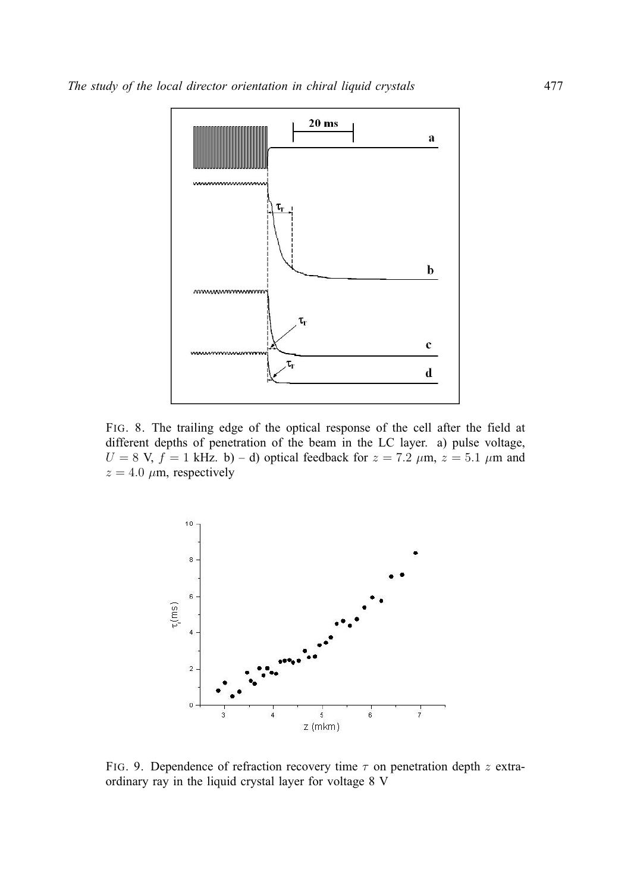FIG. 8. The trailing edge of the optical response of the cell after the field at different depths of penetration of the beam in the LC layer. a) pulse voltage, $U = 8$ V, $f = 1$ kHz. b) – d) optical feedback for $z = 7.2$ $\mu$m, $z = 5.1$ $\mu$m and $z = 4.0$ $\mu$m, respectively

FIG. 9. Dependence of refraction recovery time $\tau$ on penetration depth $z$ extraordinary ray in the liquid crystal layer for voltage 8 V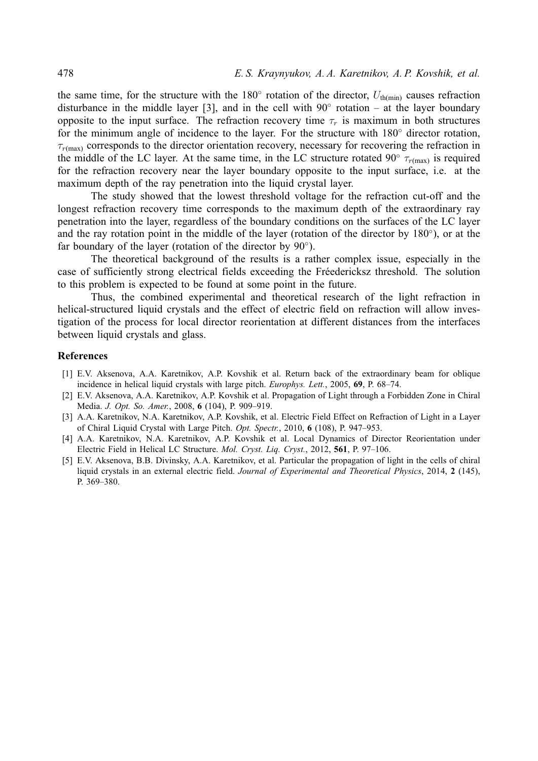the same time, for the structure with the 180° rotation of the director, $U_{\text{th(min)}}$ causes refraction disturbance in the middle layer [3], and in the cell with 90° rotation – at the layer boundary opposite to the input surface. The refraction recovery time $\tau_r$ is maximum in both structures for the minimum angle of incidence to the layer. For the structure with 180° director rotation, $\tau_{r(\max)}$ corresponds to the director orientation recovery, necessary for recovering the refraction in the middle of the LC layer. At the same time, in the LC structure rotated 90° $\tau_{r(\max)}$ is required for the refraction recovery near the layer boundary opposite to the input surface, i.e. at the maximum depth of the ray penetration into the liquid crystal layer.

The study showed that the lowest threshold voltage for the refraction cut-off and the longest refraction recovery time corresponds to the maximum depth of the extraordinary ray penetration into the layer, regardless of the boundary conditions on the surfaces of the LC layer and the ray rotation point in the middle of the layer (rotation of the director by 180°), or at the far boundary of the layer (rotation of the director by 90°).

The theoretical background of the results is a rather complex issue, especially in the case of sufficiently strong electrical fields exceeding the Fréedericksz threshold. The solution to this problem is expected to be found at some point in the future.

Thus, the combined experimental and theoretical research of the light refraction in helical-structured liquid crystals and the effect of electric field on refraction will allow investigation of the process for local director reorientation at different distances from the interfaces between liquid crystals and glass.

## References

[1] E.V. Aksenova, A.A. Karetnikov, A.P. Kovshik et al. Return back of the extraordinary beam for oblique incidence in helical liquid crystals with large pitch. *Europhys. Lett.*, 2005, **69**, P. 68–74.

[2] E.V. Aksenova, A.A. Karetnikov, A.P. Kovshik et al. Propagation of Light through a Forbidden Zone in Chiral Media. *J. Opt. So. Amer.*, 2008, **6** (104), P. 909–919.

[3] A.A. Karetnikov, N.A. Karetnikov, A.P. Kovshik, et al. Electric Field Effect on Refraction of Light in a Layer of Chiral Liquid Crystal with Large Pitch. *Opt. Spectr.*, 2010, **6** (108), P. 947–953.

[4] A.A. Karetnikov, N.A. Karetnikov, A.P. Kovshik et al. Local Dynamics of Director Reorientation under Electric Field in Helical LC Structure. *Mol. Cryst. Liq. Cryst.*, 2012, **561**, P. 97–106.

[5] E.V. Aksenova, B.B. Divinsky, A.A. Karetnikov, et al. Particular the propagation of light in the cells of chiral liquid crystals in an external electric field. *Journal of Experimental and Theoretical Physics*, 2014, **2** (145), P. 369–380.